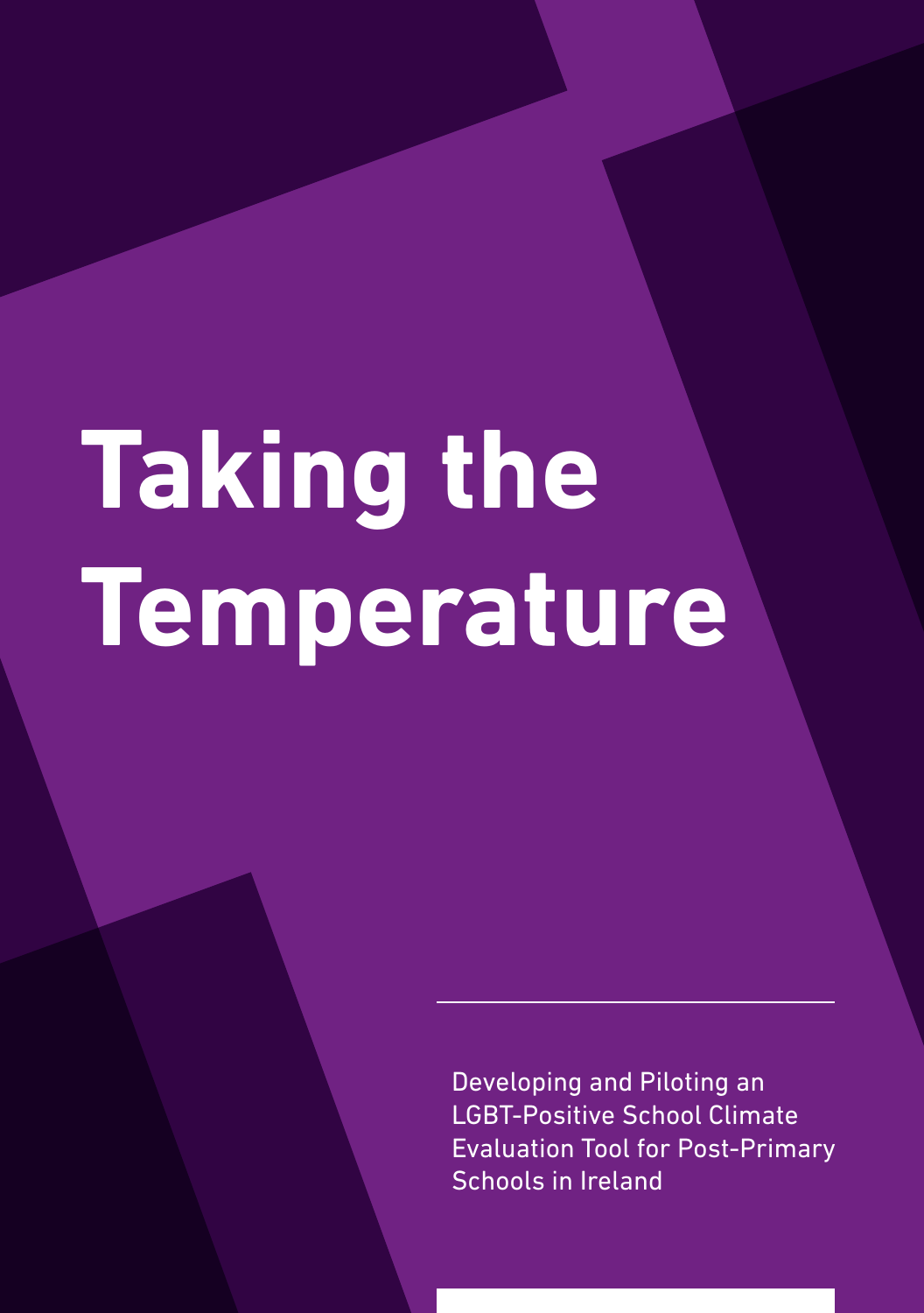# Taking the Temperature

Developing and Piloting an LGBT-Positive School Climate Evaluation Tool for Post-Primary Schools in Ireland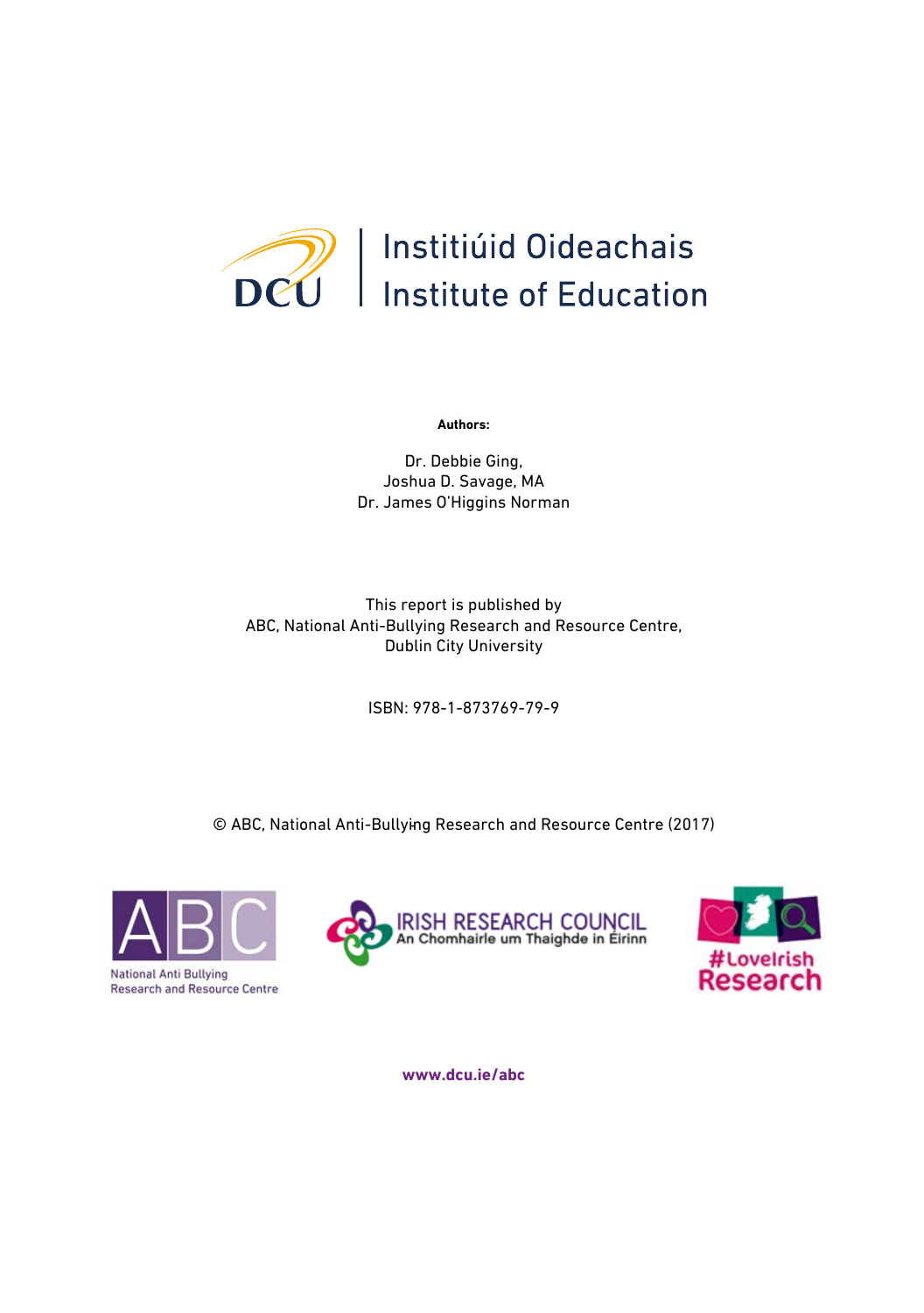Institiúid Oideachais
Institute of Education

**Authors:**

Dr. Debbie Ging,
Joshua D. Savage, MA
Dr. James O'Higgins Norman

This report is published by
ABC, National Anti-Bullying Research and Resource Centre,
Dublin City University

ISBN: 978-1-873769-79-9

© ABC, National Anti-Bullying Research and Resource Centre (2017)

National Anti Bullying Research and Resource Centre

IRISH RESEARCH COUNCIL
An Chomhairle um Thaighde in Éirinn

#LoveIrish Research

**www.dcu.ie/abc**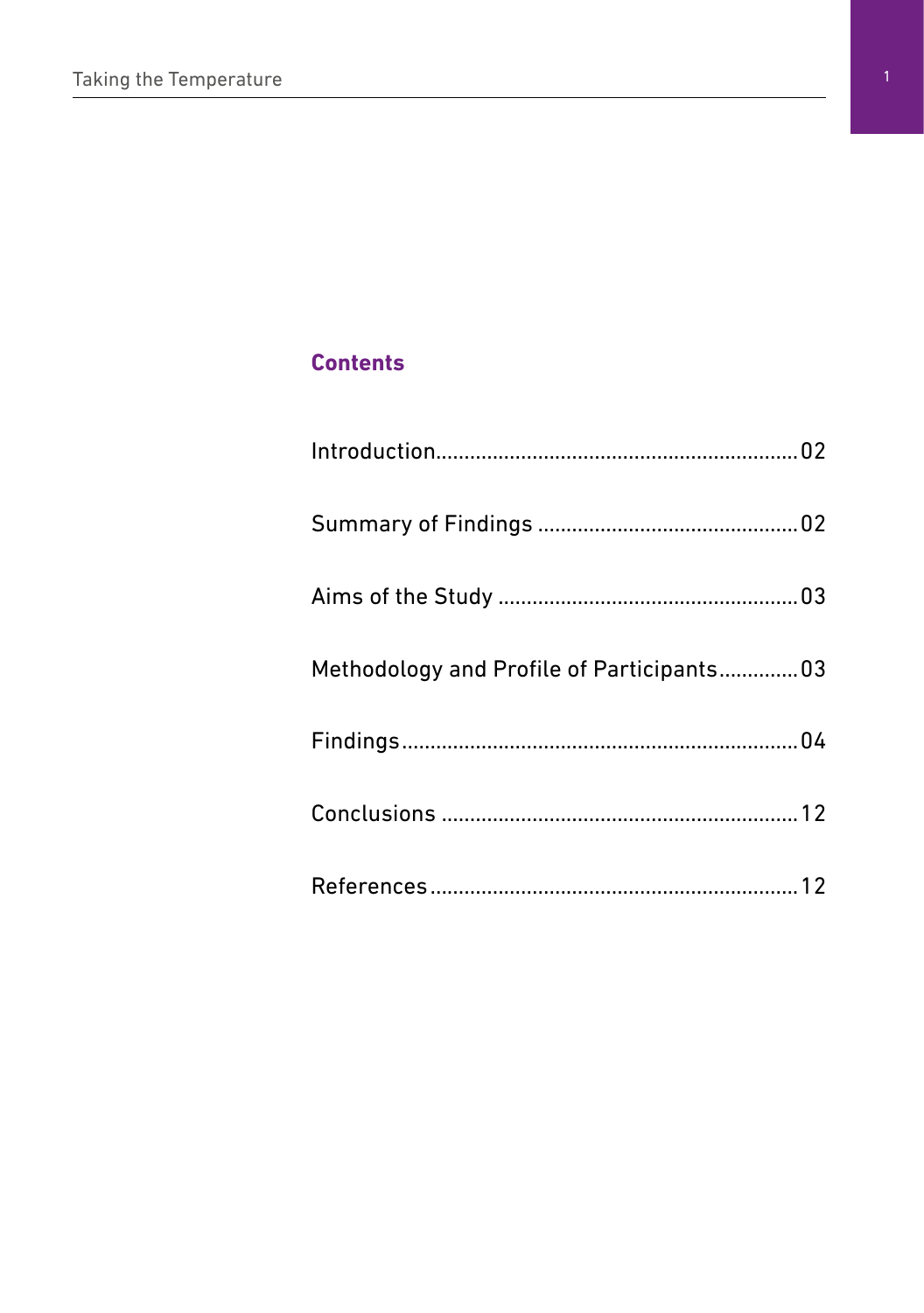## Contents

| | |
|---|---|
| Introduction | 02 |
| Summary of Findings | 02 |
| Aims of the Study | 03 |
| Methodology and Profile of Participants | 03 |
| Findings | 04 |
| Conclusions | 12 |
| References | 12 |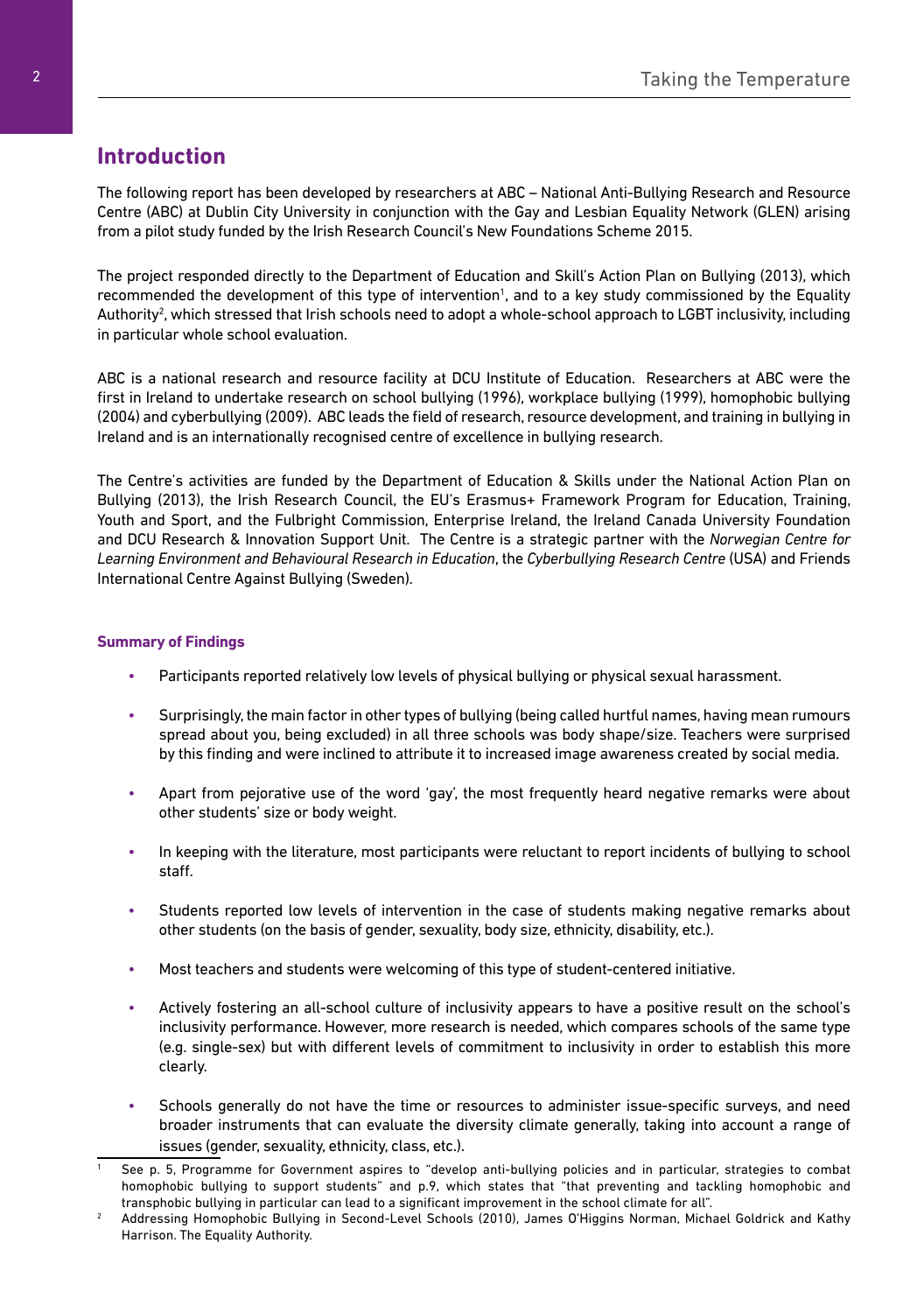## Introduction

The following report has been developed by researchers at ABC – National Anti-Bullying Research and Resource Centre (ABC) at Dublin City University in conjunction with the Gay and Lesbian Equality Network (GLEN) arising from a pilot study funded by the Irish Research Council's New Foundations Scheme 2015.

The project responded directly to the Department of Education and Skill's Action Plan on Bullying (2013), which recommended the development of this type of intervention[1], and to a key study commissioned by the Equality Authority[2], which stressed that Irish schools need to adopt a whole-school approach to LGBT inclusivity, including in particular whole school evaluation.

ABC is a national research and resource facility at DCU Institute of Education. Researchers at ABC were the first in Ireland to undertake research on school bullying (1996), workplace bullying (1999), homophobic bullying (2004) and cyberbullying (2009). ABC leads the field of research, resource development, and training in bullying in Ireland and is an internationally recognised centre of excellence in bullying research.

The Centre's activities are funded by the Department of Education & Skills under the National Action Plan on Bullying (2013), the Irish Research Council, the EU's Erasmus+ Framework Program for Education, Training, Youth and Sport, and the Fulbright Commission, Enterprise Ireland, the Ireland Canada University Foundation and DCU Research & Innovation Support Unit. The Centre is a strategic partner with the *Norwegian Centre for Learning Environment and Behavioural Research in Education*, the *Cyberbullying Research Centre* (USA) and Friends International Centre Against Bullying (Sweden).

### Summary of Findings

- Participants reported relatively low levels of physical bullying or physical sexual harassment.
- Surprisingly, the main factor in other types of bullying (being called hurtful names, having mean rumours spread about you, being excluded) in all three schools was body shape/size. Teachers were surprised by this finding and were inclined to attribute it to increased image awareness created by social media.
- Apart from pejorative use of the word 'gay', the most frequently heard negative remarks were about other students' size or body weight.
- In keeping with the literature, most participants were reluctant to report incidents of bullying to school staff.
- Students reported low levels of intervention in the case of students making negative remarks about other students (on the basis of gender, sexuality, body size, ethnicity, disability, etc.).
- Most teachers and students were welcoming of this type of student-centered initiative.
- Actively fostering an all-school culture of inclusivity appears to have a positive result on the school's inclusivity performance. However, more research is needed, which compares schools of the same type (e.g. single-sex) but with different levels of commitment to inclusivity in order to establish this more clearly.
- Schools generally do not have the time or resources to administer issue-specific surveys, and need broader instruments that can evaluate the diversity climate generally, taking into account a range of issues (gender, sexuality, ethnicity, class, etc.).

[1] See p. 5, Programme for Government aspires to "develop anti-bullying policies and in particular, strategies to combat homophobic bullying to support students" and p.9, which states that "that preventing and tackling homophobic and transphobic bullying in particular can lead to a significant improvement in the school climate for all".

[2] Addressing Homophobic Bullying in Second-Level Schools (2010), James O'Higgins Norman, Michael Goldrick and Kathy Harrison. The Equality Authority.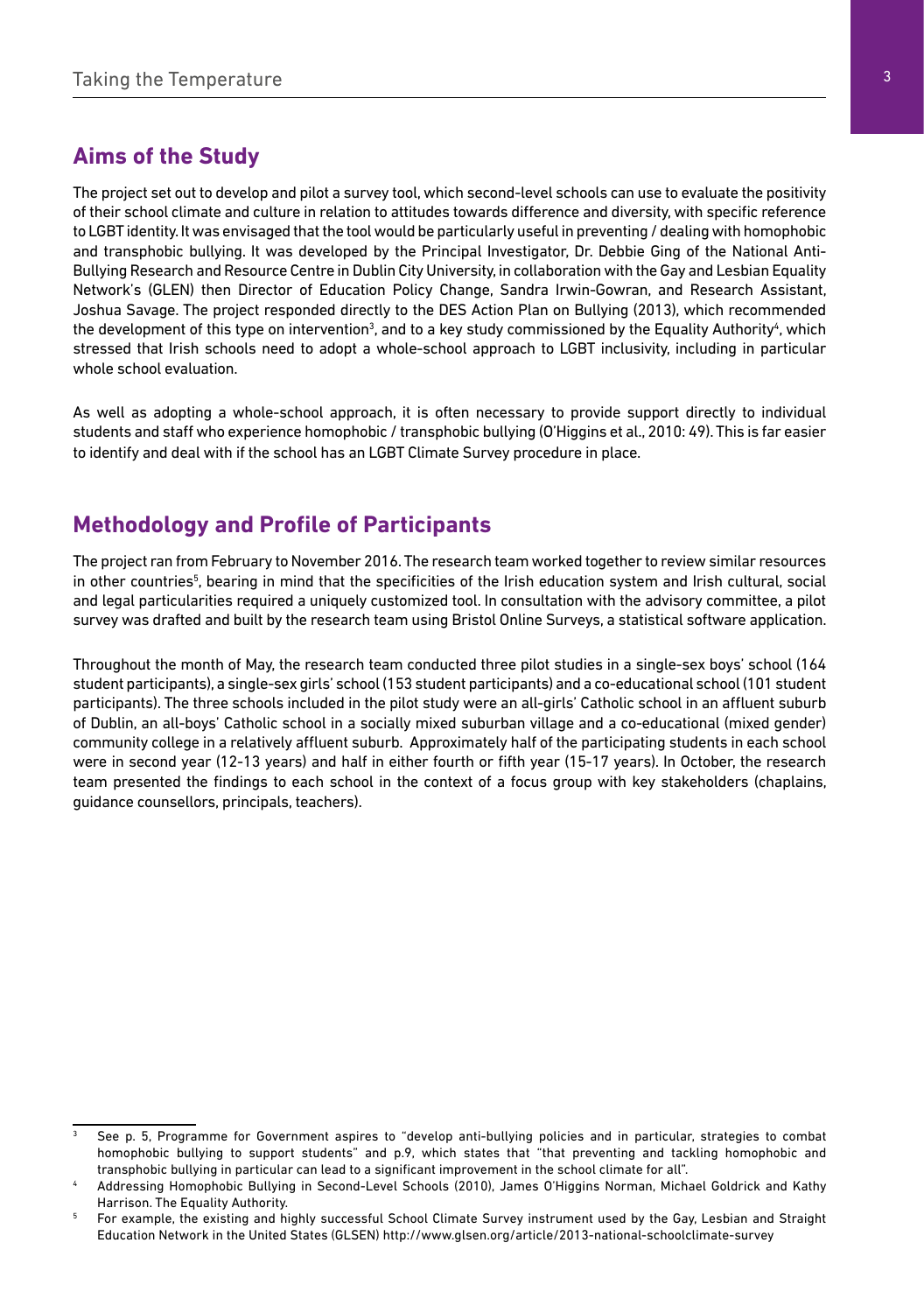## Aims of the Study

The project set out to develop and pilot a survey tool, which second-level schools can use to evaluate the positivity of their school climate and culture in relation to attitudes towards difference and diversity, with specific reference to LGBT identity. It was envisaged that the tool would be particularly useful in preventing / dealing with homophobic and transphobic bullying. It was developed by the Principal Investigator, Dr. Debbie Ging of the National Anti-Bullying Research and Resource Centre in Dublin City University, in collaboration with the Gay and Lesbian Equality Network's (GLEN) then Director of Education Policy Change, Sandra Irwin-Gowran, and Research Assistant, Joshua Savage. The project responded directly to the DES Action Plan on Bullying (2013), which recommended the development of this type on intervention[3], and to a key study commissioned by the Equality Authority[4], which stressed that Irish schools need to adopt a whole-school approach to LGBT inclusivity, including in particular whole school evaluation.

As well as adopting a whole-school approach, it is often necessary to provide support directly to individual students and staff who experience homophobic / transphobic bullying (O'Higgins et al., 2010: 49). This is far easier to identify and deal with if the school has an LGBT Climate Survey procedure in place.

## Methodology and Profile of Participants

The project ran from February to November 2016. The research team worked together to review similar resources in other countries[5], bearing in mind that the specificities of the Irish education system and Irish cultural, social and legal particularities required a uniquely customized tool. In consultation with the advisory committee, a pilot survey was drafted and built by the research team using Bristol Online Surveys, a statistical software application.

Throughout the month of May, the research team conducted three pilot studies in a single-sex boys' school (164 student participants), a single-sex girls' school (153 student participants) and a co-educational school (101 student participants). The three schools included in the pilot study were an all-girls' Catholic school in an affluent suburb of Dublin, an all-boys' Catholic school in a socially mixed suburban village and a co-educational (mixed gender) community college in a relatively affluent suburb. Approximately half of the participating students in each school were in second year (12-13 years) and half in either fourth or fifth year (15-17 years). In October, the research team presented the findings to each school in the context of a focus group with key stakeholders (chaplains, guidance counsellors, principals, teachers).

---

[3] See p. 5, Programme for Government aspires to "develop anti-bullying policies and in particular, strategies to combat homophobic bullying to support students" and p.9, which states that "that preventing and tackling homophobic and transphobic bullying in particular can lead to a significant improvement in the school climate for all".

[4] Addressing Homophobic Bullying in Second-Level Schools (2010), James O'Higgins Norman, Michael Goldrick and Kathy Harrison. The Equality Authority.

[5] For example, the existing and highly successful School Climate Survey instrument used by the Gay, Lesbian and Straight Education Network in the United States (GLSEN) http://www.glsen.org/article/2013-national-schoolclimate-survey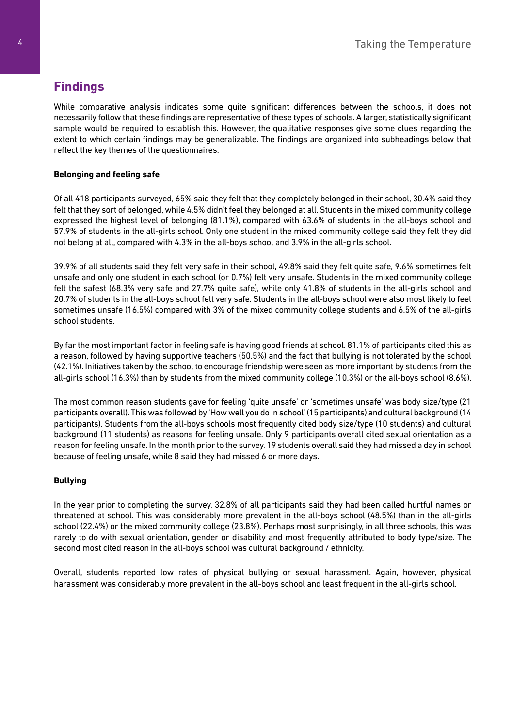## Findings

While comparative analysis indicates some quite significant differences between the schools, it does not necessarily follow that these findings are representative of these types of schools. A larger, statistically significant sample would be required to establish this. However, the qualitative responses give some clues regarding the extent to which certain findings may be generalizable. The findings are organized into subheadings below that reflect the key themes of the questionnaires.

**Belonging and feeling safe**

Of all 418 participants surveyed, 65% said they felt that they completely belonged in their school, 30.4% said they felt that they sort of belonged, while 4.5% didn't feel they belonged at all. Students in the mixed community college expressed the highest level of belonging (81.1%), compared with 63.6% of students in the all-boys school and 57.9% of students in the all-girls school. Only one student in the mixed community college said they felt they did not belong at all, compared with 4.3% in the all-boys school and 3.9% in the all-girls school.

39.9% of all students said they felt very safe in their school, 49.8% said they felt quite safe, 9.6% sometimes felt unsafe and only one student in each school (or 0.7%) felt very unsafe. Students in the mixed community college felt the safest (68.3% very safe and 27.7% quite safe), while only 41.8% of students in the all-girls school and 20.7% of students in the all-boys school felt very safe. Students in the all-boys school were also most likely to feel sometimes unsafe (16.5%) compared with 3% of the mixed community college students and 6.5% of the all-girls school students.

By far the most important factor in feeling safe is having good friends at school. 81.1% of participants cited this as a reason, followed by having supportive teachers (50.5%) and the fact that bullying is not tolerated by the school (42.1%). Initiatives taken by the school to encourage friendship were seen as more important by students from the all-girls school (16.3%) than by students from the mixed community college (10.3%) or the all-boys school (8.6%).

The most common reason students gave for feeling 'quite unsafe' or 'sometimes unsafe' was body size/type (21 participants overall). This was followed by 'How well you do in school' (15 participants) and cultural background (14 participants). Students from the all-boys schools most frequently cited body size/type (10 students) and cultural background (11 students) as reasons for feeling unsafe. Only 9 participants overall cited sexual orientation as a reason for feeling unsafe. In the month prior to the survey, 19 students overall said they had missed a day in school because of feeling unsafe, while 8 said they had missed 6 or more days.

**Bullying**

In the year prior to completing the survey, 32.8% of all participants said they had been called hurtful names or threatened at school. This was considerably more prevalent in the all-boys school (48.5%) than in the all-girls school (22.4%) or the mixed community college (23.8%). Perhaps most surprisingly, in all three schools, this was rarely to do with sexual orientation, gender or disability and most frequently attributed to body type/size. The second most cited reason in the all-boys school was cultural background / ethnicity.

Overall, students reported low rates of physical bullying or sexual harassment. Again, however, physical harassment was considerably more prevalent in the all-boys school and least frequent in the all-girls school.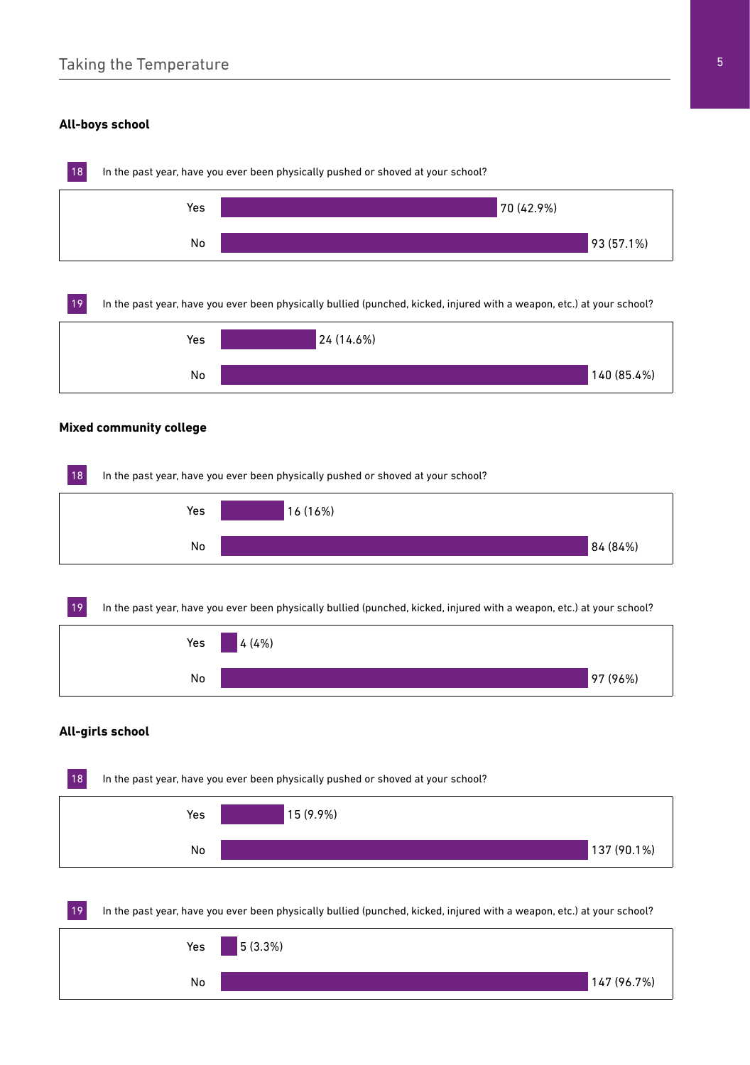### All-boys school

**18** In the past year, have you ever been physically pushed or shoved at your school?

| Response | Count (%) |
|---|---|
| Yes | 70 (42.9%) |
| No | 93 (57.1%) |

**19** In the past year, have you ever been physically bullied (punched, kicked, injured with a weapon, etc.) at your school?

| Response | Count (%) |
|---|---|
| Yes | 24 (14.6%) |
| No | 140 (85.4%) |

### Mixed community college

**18** In the past year, have you ever been physically pushed or shoved at your school?

| Response | Count (%) |
|---|---|
| Yes | 16 (16%) |
| No | 84 (84%) |

**19** In the past year, have you ever been physically bullied (punched, kicked, injured with a weapon, etc.) at your school?

| Response | Count (%) |
|---|---|
| Yes | 4 (4%) |
| No | 97 (96%) |

### All-girls school

**18** In the past year, have you ever been physically pushed or shoved at your school?

| Response | Count (%) |
|---|---|
| Yes | 15 (9.9%) |
| No | 137 (90.1%) |

**19** In the past year, have you ever been physically bullied (punched, kicked, injured with a weapon, etc.) at your school?

| Response | Count (%) |
|---|---|
| Yes | 5 (3.3%) |
| No | 147 (96.7%) |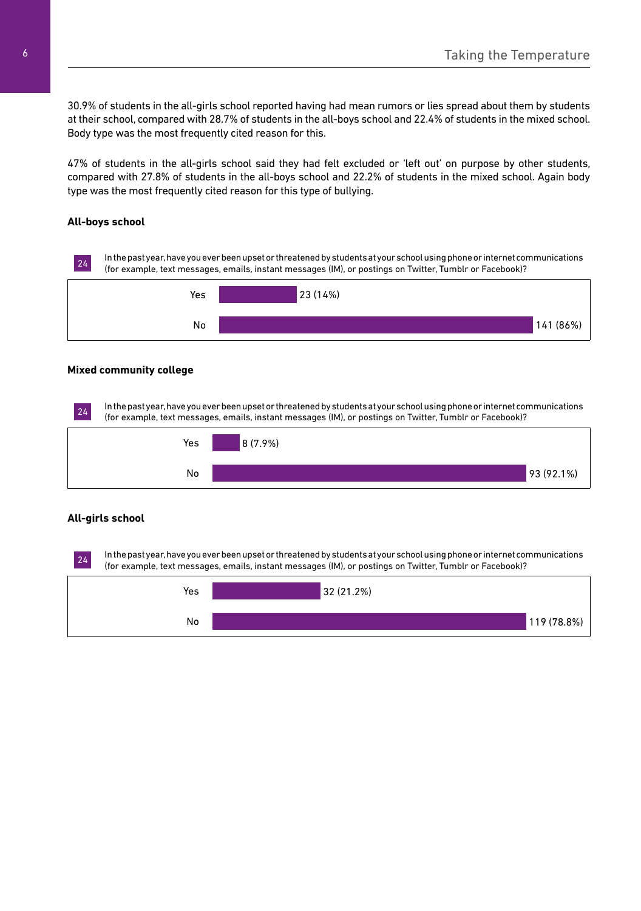30.9% of students in the all-girls school reported having had mean rumors or lies spread about them by students at their school, compared with 28.7% of students in the all-boys school and 22.4% of students in the mixed school. Body type was the most frequently cited reason for this.

47% of students in the all-girls school said they had felt excluded or 'left out' on purpose by other students, compared with 27.8% of students in the all-boys school and 22.2% of students in the mixed school. Again body type was the most frequently cited reason for this type of bullying.

**All-boys school**

24 In the past year, have you ever been upset or threatened by students at your school using phone or internet communications (for example, text messages, emails, instant messages (IM), or postings on Twitter, Tumblr or Facebook)?

| Response | Count (%) |
|---|---|
| Yes | 23 (14%) |
| No | 141 (86%) |

**Mixed community college**

24 In the past year, have you ever been upset or threatened by students at your school using phone or internet communications (for example, text messages, emails, instant messages (IM), or postings on Twitter, Tumblr or Facebook)?

| Response | Count (%) |
|---|---|
| Yes | 8 (7.9%) |
| No | 93 (92.1%) |

**All-girls school**

24 In the past year, have you ever been upset or threatened by students at your school using phone or internet communications (for example, text messages, emails, instant messages (IM), or postings on Twitter, Tumblr or Facebook)?

| Response | Count (%) |
|---|---|
| Yes | 32 (21.2%) |
| No | 119 (78.8%) |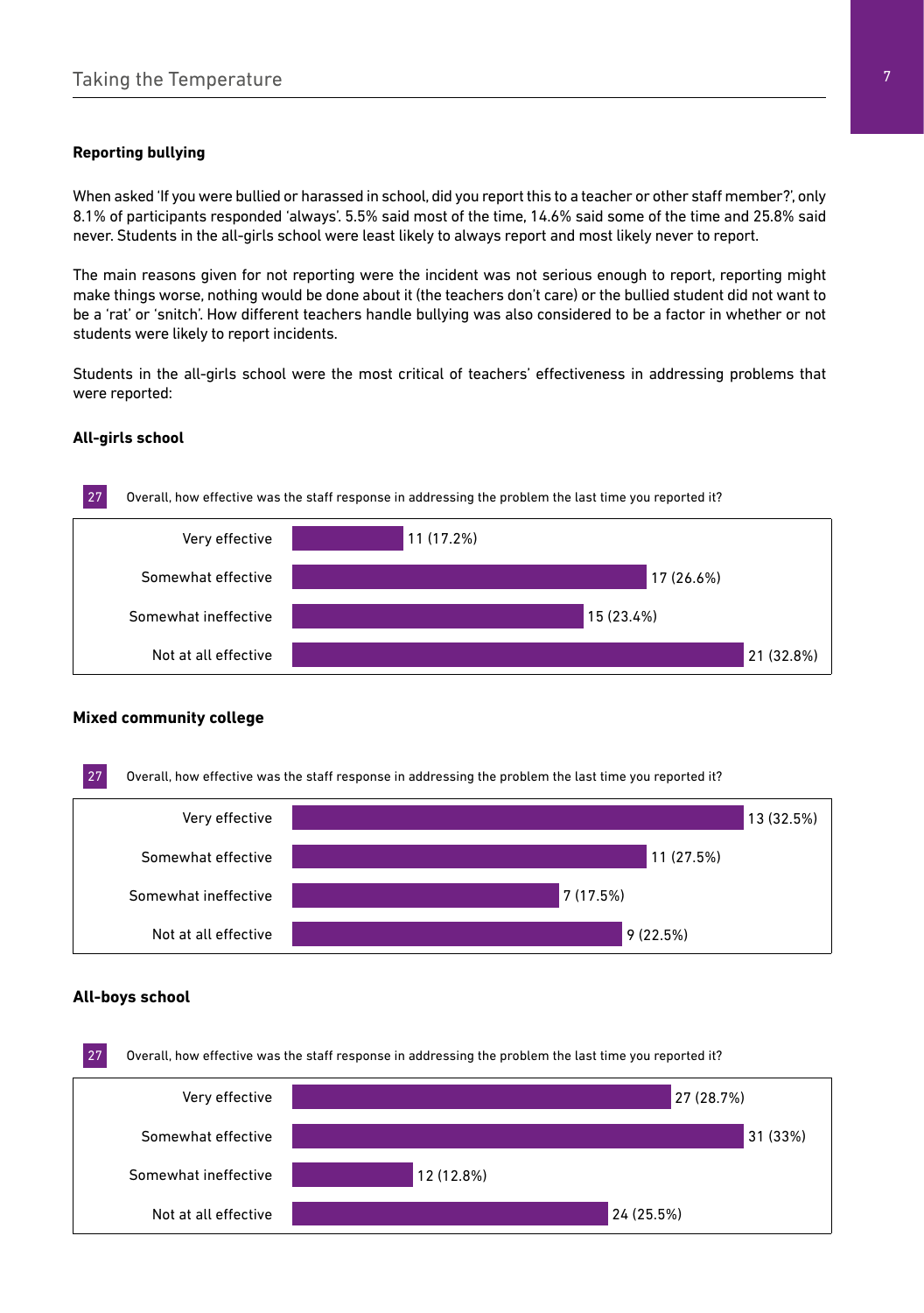## Reporting bullying

When asked 'If you were bullied or harassed in school, did you report this to a teacher or other staff member?', only 8.1% of participants responded 'always'. 5.5% said most of the time, 14.6% said some of the time and 25.8% said never. Students in the all-girls school were least likely to always report and most likely never to report.

The main reasons given for not reporting were the incident was not serious enough to report, reporting might make things worse, nothing would be done about it (the teachers don't care) or the bullied student did not want to be a 'rat' or 'snitch'. How different teachers handle bullying was also considered to be a factor in whether or not students were likely to report incidents.

Students in the all-girls school were the most critical of teachers' effectiveness in addressing problems that were reported:

### All-girls school

27 Overall, how effective was the staff response in addressing the problem the last time you reported it?

| Response | Count (%) |
|---|---|
| Very effective | 11 (17.2%) |
| Somewhat effective | 17 (26.6%) |
| Somewhat ineffective | 15 (23.4%) |
| Not at all effective | 21 (32.8%) |

### Mixed community college

27 Overall, how effective was the staff response in addressing the problem the last time you reported it?

| Response | Count (%) |
|---|---|
| Very effective | 13 (32.5%) |
| Somewhat effective | 11 (27.5%) |
| Somewhat ineffective | 7 (17.5%) |
| Not at all effective | 9 (22.5%) |

### All-boys school

27 Overall, how effective was the staff response in addressing the problem the last time you reported it?

| Response | Count (%) |
|---|---|
| Very effective | 27 (28.7%) |
| Somewhat effective | 31 (33%) |
| Somewhat ineffective | 12 (12.8%) |
| Not at all effective | 24 (25.5%) |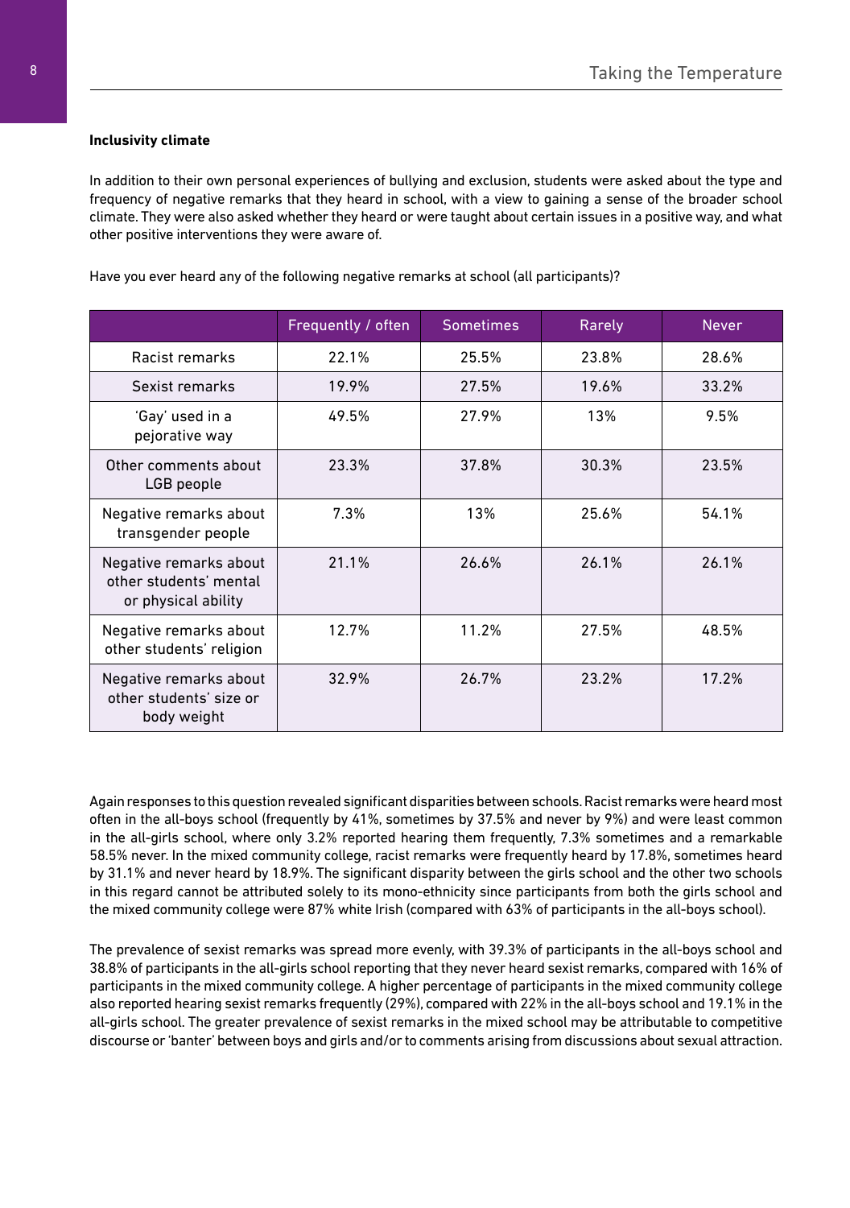**Inclusivity climate**

In addition to their own personal experiences of bullying and exclusion, students were asked about the type and frequency of negative remarks that they heard in school, with a view to gaining a sense of the broader school climate. They were also asked whether they heard or were taught about certain issues in a positive way, and what other positive interventions they were aware of.

Have you ever heard any of the following negative remarks at school (all participants)?

| | Frequently / often | Sometimes | Rarely | Never |
|---|---|---|---|---|
| Racist remarks | 22.1% | 25.5% | 23.8% | 28.6% |
| Sexist remarks | 19.9% | 27.5% | 19.6% | 33.2% |
| 'Gay' used in a pejorative way | 49.5% | 27.9% | 13% | 9.5% |
| Other comments about LGB people | 23.3% | 37.8% | 30.3% | 23.5% |
| Negative remarks about transgender people | 7.3% | 13% | 25.6% | 54.1% |
| Negative remarks about other students' mental or physical ability | 21.1% | 26.6% | 26.1% | 26.1% |
| Negative remarks about other students' religion | 12.7% | 11.2% | 27.5% | 48.5% |
| Negative remarks about other students' size or body weight | 32.9% | 26.7% | 23.2% | 17.2% |

Again responses to this question revealed significant disparities between schools. Racist remarks were heard most often in the all-boys school (frequently by 41%, sometimes by 37.5% and never by 9%) and were least common in the all-girls school, where only 3.2% reported hearing them frequently, 7.3% sometimes and a remarkable 58.5% never. In the mixed community college, racist remarks were frequently heard by 17.8%, sometimes heard by 31.1% and never heard by 18.9%. The significant disparity between the girls school and the other two schools in this regard cannot be attributed solely to its mono-ethnicity since participants from both the girls school and the mixed community college were 87% white Irish (compared with 63% of participants in the all-boys school).

The prevalence of sexist remarks was spread more evenly, with 39.3% of participants in the all-boys school and 38.8% of participants in the all-girls school reporting that they never heard sexist remarks, compared with 16% of participants in the mixed community college. A higher percentage of participants in the mixed community college also reported hearing sexist remarks frequently (29%), compared with 22% in the all-boys school and 19.1% in the all-girls school. The greater prevalence of sexist remarks in the mixed school may be attributable to competitive discourse or 'banter' between boys and girls and/or to comments arising from discussions about sexual attraction.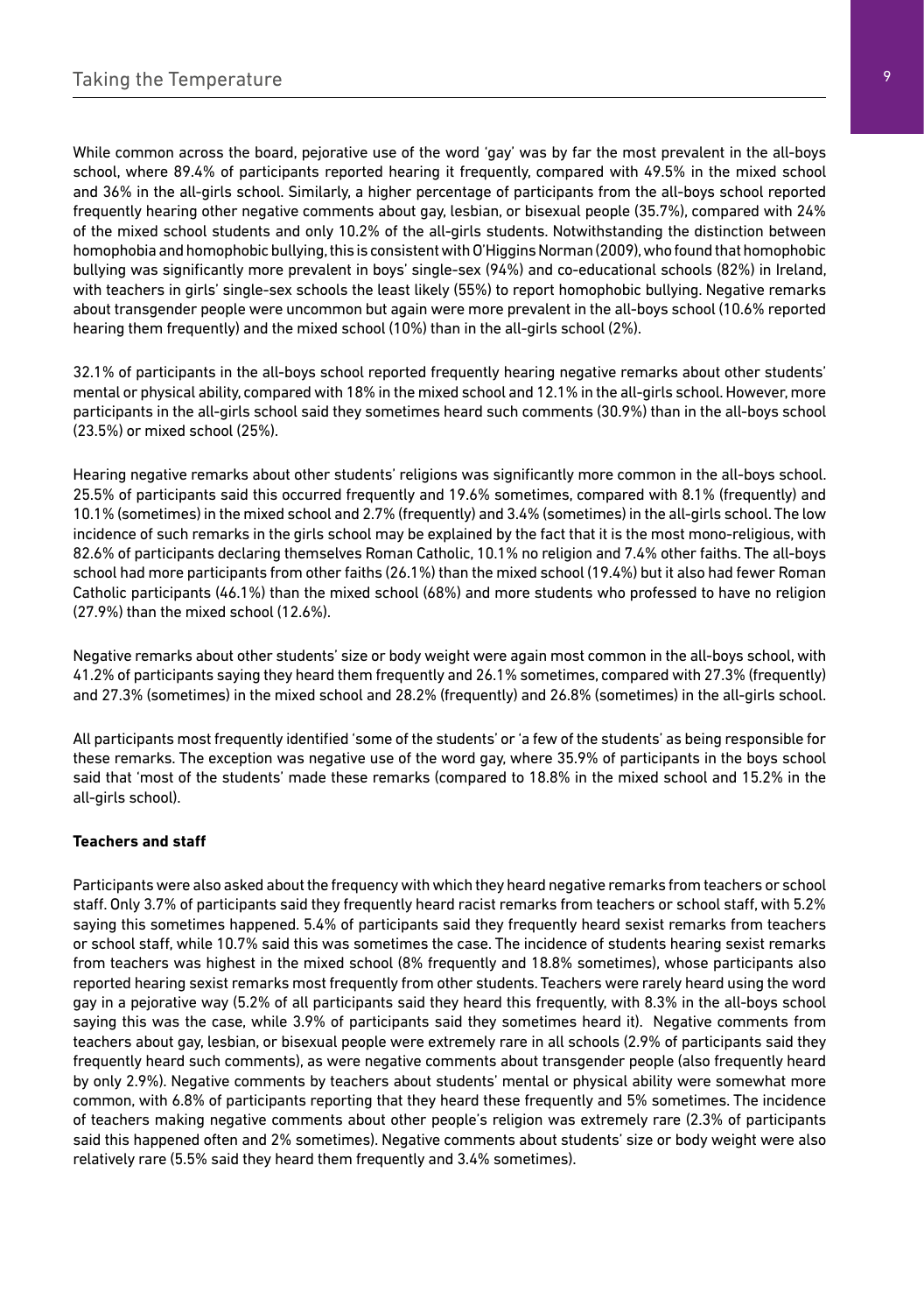While common across the board, pejorative use of the word 'gay' was by far the most prevalent in the all-boys school, where 89.4% of participants reported hearing it frequently, compared with 49.5% in the mixed school and 36% in the all-girls school. Similarly, a higher percentage of participants from the all-boys school reported frequently hearing other negative comments about gay, lesbian, or bisexual people (35.7%), compared with 24% of the mixed school students and only 10.2% of the all-girls students. Notwithstanding the distinction between homophobia and homophobic bullying, this is consistent with O'Higgins Norman (2009), who found that homophobic bullying was significantly more prevalent in boys' single-sex (94%) and co-educational schools (82%) in Ireland, with teachers in girls' single-sex schools the least likely (55%) to report homophobic bullying. Negative remarks about transgender people were uncommon but again were more prevalent in the all-boys school (10.6% reported hearing them frequently) and the mixed school (10%) than in the all-girls school (2%).

32.1% of participants in the all-boys school reported frequently hearing negative remarks about other students' mental or physical ability, compared with 18% in the mixed school and 12.1% in the all-girls school. However, more participants in the all-girls school said they sometimes heard such comments (30.9%) than in the all-boys school (23.5%) or mixed school (25%).

Hearing negative remarks about other students' religions was significantly more common in the all-boys school. 25.5% of participants said this occurred frequently and 19.6% sometimes, compared with 8.1% (frequently) and 10.1% (sometimes) in the mixed school and 2.7% (frequently) and 3.4% (sometimes) in the all-girls school. The low incidence of such remarks in the girls school may be explained by the fact that it is the most mono-religious, with 82.6% of participants declaring themselves Roman Catholic, 10.1% no religion and 7.4% other faiths. The all-boys school had more participants from other faiths (26.1%) than the mixed school (19.4%) but it also had fewer Roman Catholic participants (46.1%) than the mixed school (68%) and more students who professed to have no religion (27.9%) than the mixed school (12.6%).

Negative remarks about other students' size or body weight were again most common in the all-boys school, with 41.2% of participants saying they heard them frequently and 26.1% sometimes, compared with 27.3% (frequently) and 27.3% (sometimes) in the mixed school and 28.2% (frequently) and 26.8% (sometimes) in the all-girls school.

All participants most frequently identified 'some of the students' or 'a few of the students' as being responsible for these remarks. The exception was negative use of the word gay, where 35.9% of participants in the boys school said that 'most of the students' made these remarks (compared to 18.8% in the mixed school and 15.2% in the all-girls school).

**Teachers and staff**

Participants were also asked about the frequency with which they heard negative remarks from teachers or school staff. Only 3.7% of participants said they frequently heard racist remarks from teachers or school staff, with 5.2% saying this sometimes happened. 5.4% of participants said they frequently heard sexist remarks from teachers or school staff, while 10.7% said this was sometimes the case. The incidence of students hearing sexist remarks from teachers was highest in the mixed school (8% frequently and 18.8% sometimes), whose participants also reported hearing sexist remarks most frequently from other students. Teachers were rarely heard using the word gay in a pejorative way (5.2% of all participants said they heard this frequently, with 8.3% in the all-boys school saying this was the case, while 3.9% of participants said they sometimes heard it). Negative comments from teachers about gay, lesbian, or bisexual people were extremely rare in all schools (2.9% of participants said they frequently heard such comments), as were negative comments about transgender people (also frequently heard by only 2.9%). Negative comments by teachers about students' mental or physical ability were somewhat more common, with 6.8% of participants reporting that they heard these frequently and 5% sometimes. The incidence of teachers making negative comments about other people's religion was extremely rare (2.3% of participants said this happened often and 2% sometimes). Negative comments about students' size or body weight were also relatively rare (5.5% said they heard them frequently and 3.4% sometimes).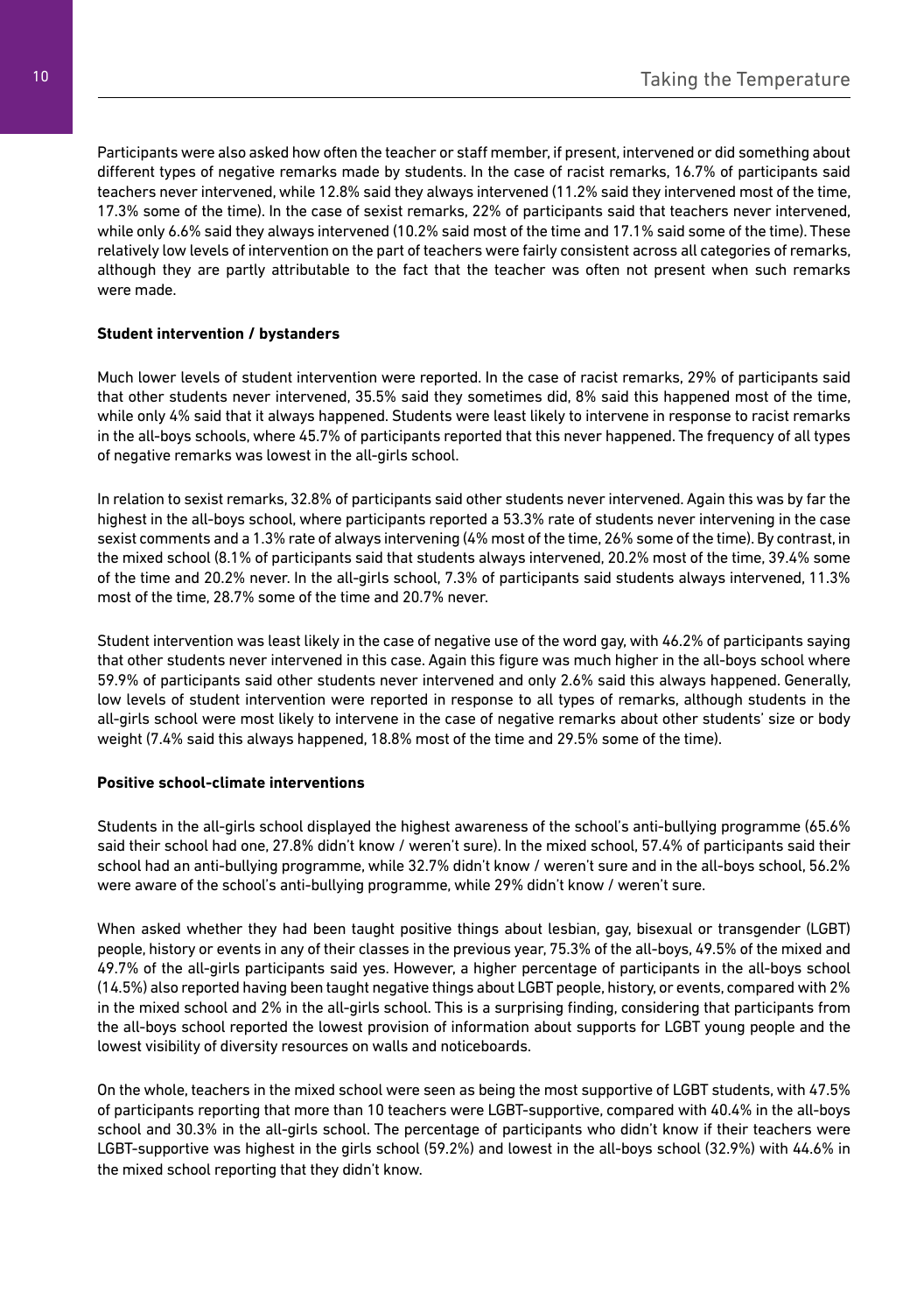Participants were also asked how often the teacher or staff member, if present, intervened or did something about different types of negative remarks made by students. In the case of racist remarks, 16.7% of participants said teachers never intervened, while 12.8% said they always intervened (11.2% said they intervened most of the time, 17.3% some of the time). In the case of sexist remarks, 22% of participants said that teachers never intervened, while only 6.6% said they always intervened (10.2% said most of the time and 17.1% said some of the time). These relatively low levels of intervention on the part of teachers were fairly consistent across all categories of remarks, although they are partly attributable to the fact that the teacher was often not present when such remarks were made.

**Student intervention / bystanders**

Much lower levels of student intervention were reported. In the case of racist remarks, 29% of participants said that other students never intervened, 35.5% said they sometimes did, 8% said this happened most of the time, while only 4% said that it always happened. Students were least likely to intervene in response to racist remarks in the all-boys schools, where 45.7% of participants reported that this never happened. The frequency of all types of negative remarks was lowest in the all-girls school.

In relation to sexist remarks, 32.8% of participants said other students never intervened. Again this was by far the highest in the all-boys school, where participants reported a 53.3% rate of students never intervening in the case sexist comments and a 1.3% rate of always intervening (4% most of the time, 26% some of the time). By contrast, in the mixed school (8.1% of participants said that students always intervened, 20.2% most of the time, 39.4% some of the time and 20.2% never. In the all-girls school, 7.3% of participants said students always intervened, 11.3% most of the time, 28.7% some of the time and 20.7% never.

Student intervention was least likely in the case of negative use of the word gay, with 46.2% of participants saying that other students never intervened in this case. Again this figure was much higher in the all-boys school where 59.9% of participants said other students never intervened and only 2.6% said this always happened. Generally, low levels of student intervention were reported in response to all types of remarks, although students in the all-girls school were most likely to intervene in the case of negative remarks about other students' size or body weight (7.4% said this always happened, 18.8% most of the time and 29.5% some of the time).

**Positive school-climate interventions**

Students in the all-girls school displayed the highest awareness of the school's anti-bullying programme (65.6% said their school had one, 27.8% didn't know / weren't sure). In the mixed school, 57.4% of participants said their school had an anti-bullying programme, while 32.7% didn't know / weren't sure and in the all-boys school, 56.2% were aware of the school's anti-bullying programme, while 29% didn't know / weren't sure.

When asked whether they had been taught positive things about lesbian, gay, bisexual or transgender (LGBT) people, history or events in any of their classes in the previous year, 75.3% of the all-boys, 49.5% of the mixed and 49.7% of the all-girls participants said yes. However, a higher percentage of participants in the all-boys school (14.5%) also reported having been taught negative things about LGBT people, history, or events, compared with 2% in the mixed school and 2% in the all-girls school. This is a surprising finding, considering that participants from the all-boys school reported the lowest provision of information about supports for LGBT young people and the lowest visibility of diversity resources on walls and noticeboards.

On the whole, teachers in the mixed school were seen as being the most supportive of LGBT students, with 47.5% of participants reporting that more than 10 teachers were LGBT-supportive, compared with 40.4% in the all-boys school and 30.3% in the all-girls school. The percentage of participants who didn't know if their teachers were LGBT-supportive was highest in the girls school (59.2%) and lowest in the all-boys school (32.9%) with 44.6% in the mixed school reporting that they didn't know.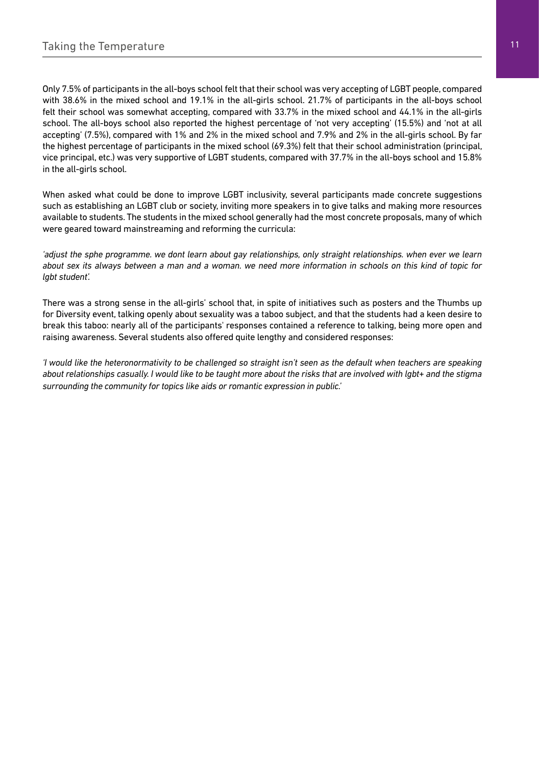Only 7.5% of participants in the all-boys school felt that their school was very accepting of LGBT people, compared with 38.6% in the mixed school and 19.1% in the all-girls school. 21.7% of participants in the all-boys school felt their school was somewhat accepting, compared with 33.7% in the mixed school and 44.1% in the all-girls school. The all-boys school also reported the highest percentage of 'not very accepting' (15.5%) and 'not at all accepting' (7.5%), compared with 1% and 2% in the mixed school and 7.9% and 2% in the all-girls school. By far the highest percentage of participants in the mixed school (69.3%) felt that their school administration (principal, vice principal, etc.) was very supportive of LGBT students, compared with 37.7% in the all-boys school and 15.8% in the all-girls school.

When asked what could be done to improve LGBT inclusivity, several participants made concrete suggestions such as establishing an LGBT club or society, inviting more speakers in to give talks and making more resources available to students. The students in the mixed school generally had the most concrete proposals, many of which were geared toward mainstreaming and reforming the curricula:

*'adjust the sphe programme. we dont learn about gay relationships, only straight relationships. when ever we learn about sex its always between a man and a woman. we need more information in schools on this kind of topic for lgbt student'.*

There was a strong sense in the all-girls' school that, in spite of initiatives such as posters and the Thumbs up for Diversity event, talking openly about sexuality was a taboo subject, and that the students had a keen desire to break this taboo: nearly all of the participants' responses contained a reference to talking, being more open and raising awareness. Several students also offered quite lengthy and considered responses:

*'I would like the heteronormativity to be challenged so straight isn't seen as the default when teachers are speaking about relationships casually. I would like to be taught more about the risks that are involved with lgbt+ and the stigma surrounding the community for topics like aids or romantic expression in public.'*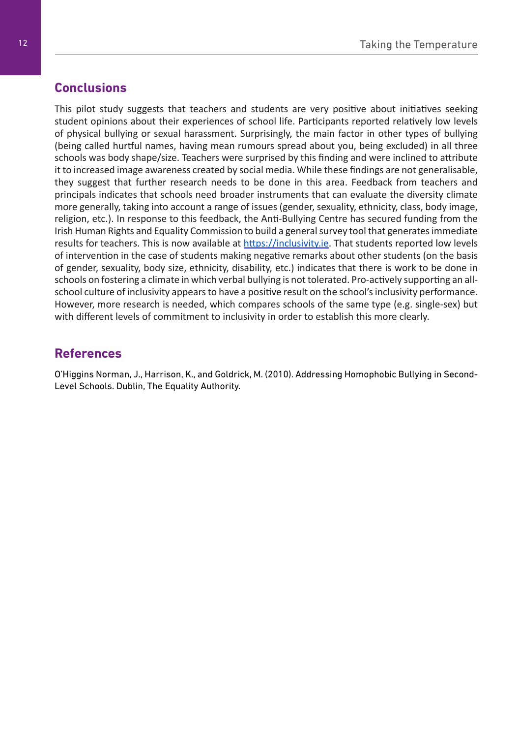## Conclusions

This pilot study suggests that teachers and students are very positive about initiatives seeking student opinions about their experiences of school life. Participants reported relatively low levels of physical bullying or sexual harassment. Surprisingly, the main factor in other types of bullying (being called hurtful names, having mean rumours spread about you, being excluded) in all three schools was body shape/size. Teachers were surprised by this finding and were inclined to attribute it to increased image awareness created by social media. While these findings are not generalisable, they suggest that further research needs to be done in this area. Feedback from teachers and principals indicates that schools need broader instruments that can evaluate the diversity climate more generally, taking into account a range of issues (gender, sexuality, ethnicity, class, body image, religion, etc.). In response to this feedback, the Anti-Bullying Centre has secured funding from the Irish Human Rights and Equality Commission to build a general survey tool that generates immediate results for teachers. This is now available at [https://inclusivity.ie](https://inclusivity.ie). That students reported low levels of intervention in the case of students making negative remarks about other students (on the basis of gender, sexuality, body size, ethnicity, disability, etc.) indicates that there is work to be done in schools on fostering a climate in which verbal bullying is not tolerated. Pro-actively supporting an all-school culture of inclusivity appears to have a positive result on the school's inclusivity performance. However, more research is needed, which compares schools of the same type (e.g. single-sex) but with different levels of commitment to inclusivity in order to establish this more clearly.

## References

O'Higgins Norman, J., Harrison, K., and Goldrick, M. (2010). Addressing Homophobic Bullying in Second-Level Schools. Dublin, The Equality Authority.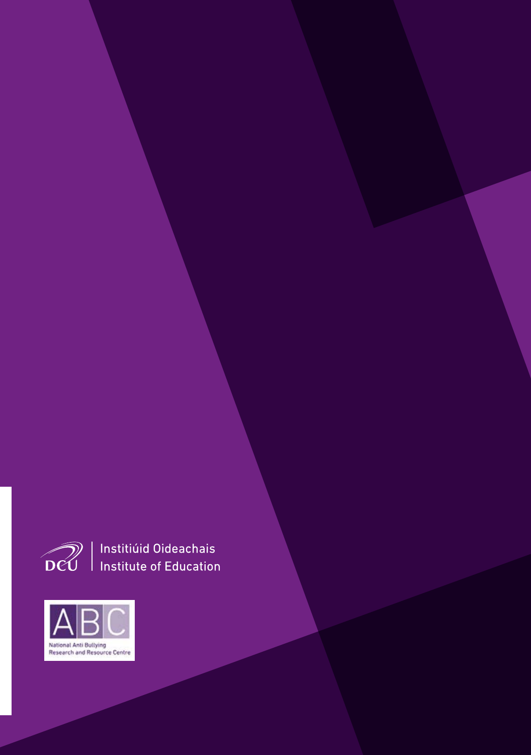Institiúid Oideachais
Institute of Education

National Anti Bullying
Research and Resource Centre